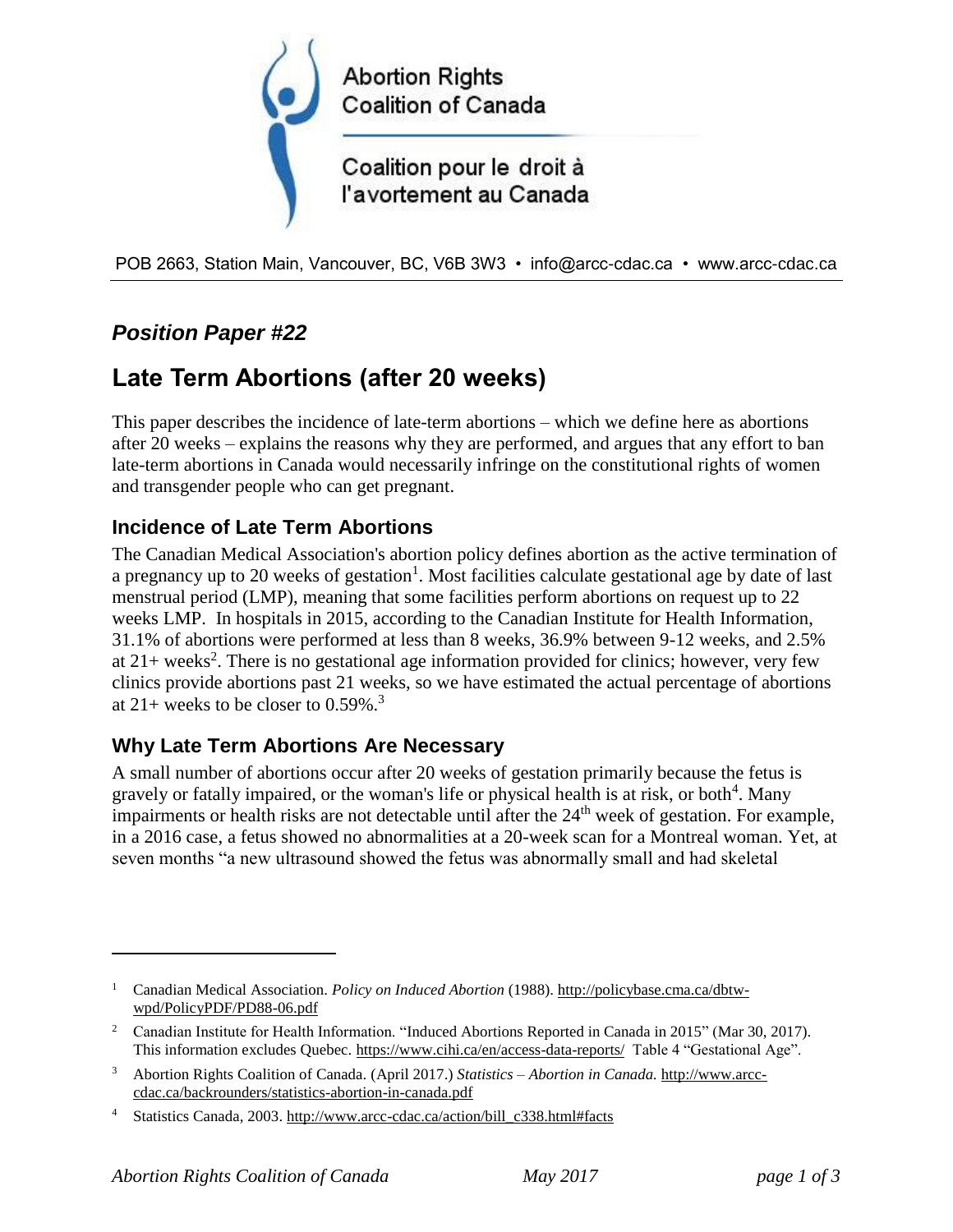Abortion Rights Coalition of Canada

Coalition pour le droit à l'avortement au Canada

POB 2663, Station Main, Vancouver, BC, V6B 3W3 • info@arcc-cdac.ca • www.arcc-cdac.ca

## *Position Paper #22*

# Late Term Abortions (after 20 weeks)

This paper describes the incidence of late-term abortions – which we define here as abortions after 20 weeks – explains the reasons why they are performed, and argues that any effort to ban late-term abortions in Canada would necessarily infringe on the constitutional rights of women and transgender people who can get pregnant.

## Incidence of Late Term Abortions

The Canadian Medical Association's abortion policy defines abortion as the active termination of a pregnancy up to 20 weeks of gestation[1]. Most facilities calculate gestational age by date of last menstrual period (LMP), meaning that some facilities perform abortions on request up to 22 weeks LMP. In hospitals in 2015, according to the Canadian Institute for Health Information, 31.1% of abortions were performed at less than 8 weeks, 36.9% between 9-12 weeks, and 2.5% at 21+ weeks[2]. There is no gestational age information provided for clinics; however, very few clinics provide abortions past 21 weeks, so we have estimated the actual percentage of abortions at 21+ weeks to be closer to 0.59%.[3]

## Why Late Term Abortions Are Necessary

A small number of abortions occur after 20 weeks of gestation primarily because the fetus is gravely or fatally impaired, or the woman's life or physical health is at risk, or both[4]. Many impairments or health risks are not detectable until after the 24th week of gestation. For example, in a 2016 case, a fetus showed no abnormalities at a 20-week scan for a Montreal woman. Yet, at seven months "a new ultrasound showed the fetus was abnormally small and had skeletal

---

1. Canadian Medical Association. *Policy on Induced Abortion* (1988). http://policybase.cma.ca/dbtw-wpd/PolicyPDF/PD88-06.pdf
2. Canadian Institute for Health Information. "Induced Abortions Reported in Canada in 2015" (Mar 30, 2017). This information excludes Quebec. https://www.cihi.ca/en/access-data-reports/ Table 4 "Gestational Age".
3. Abortion Rights Coalition of Canada. (April 2017.) *Statistics – Abortion in Canada.* http://www.arcc-cdac.ca/backrounders/statistics-abortion-in-canada.pdf
4. Statistics Canada, 2003. http://www.arcc-cdac.ca/action/bill_c338.html#facts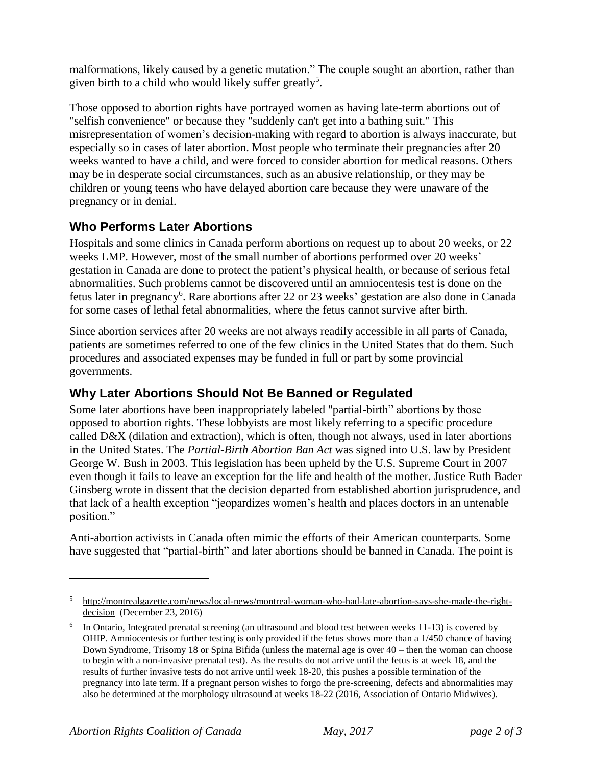malformations, likely caused by a genetic mutation." The couple sought an abortion, rather than given birth to a child who would likely suffer greatly[5].

Those opposed to abortion rights have portrayed women as having late-term abortions out of "selfish convenience" or because they "suddenly can't get into a bathing suit." This misrepresentation of women's decision-making with regard to abortion is always inaccurate, but especially so in cases of later abortion. Most people who terminate their pregnancies after 20 weeks wanted to have a child, and were forced to consider abortion for medical reasons. Others may be in desperate social circumstances, such as an abusive relationship, or they may be children or young teens who have delayed abortion care because they were unaware of the pregnancy or in denial.

## Who Performs Later Abortions

Hospitals and some clinics in Canada perform abortions on request up to about 20 weeks, or 22 weeks LMP. However, most of the small number of abortions performed over 20 weeks' gestation in Canada are done to protect the patient's physical health, or because of serious fetal abnormalities. Such problems cannot be discovered until an amniocentesis test is done on the fetus later in pregnancy[6]. Rare abortions after 22 or 23 weeks' gestation are also done in Canada for some cases of lethal fetal abnormalities, where the fetus cannot survive after birth.

Since abortion services after 20 weeks are not always readily accessible in all parts of Canada, patients are sometimes referred to one of the few clinics in the United States that do them. Such procedures and associated expenses may be funded in full or part by some provincial governments.

## Why Later Abortions Should Not Be Banned or Regulated

Some later abortions have been inappropriately labeled "partial-birth" abortions by those opposed to abortion rights. These lobbyists are most likely referring to a specific procedure called D&X (dilation and extraction), which is often, though not always, used in later abortions in the United States. The *Partial-Birth Abortion Ban Act* was signed into U.S. law by President George W. Bush in 2003. This legislation has been upheld by the U.S. Supreme Court in 2007 even though it fails to leave an exception for the life and health of the mother. Justice Ruth Bader Ginsberg wrote in dissent that the decision departed from established abortion jurisprudence, and that lack of a health exception "jeopardizes women's health and places doctors in an untenable position."

Anti-abortion activists in Canada often mimic the efforts of their American counterparts. Some have suggested that "partial-birth" and later abortions should be banned in Canada. The point is

---

[5] http://montrealgazette.com/news/local-news/montreal-woman-who-had-late-abortion-says-she-made-the-right-decision (December 23, 2016)

[6] In Ontario, Integrated prenatal screening (an ultrasound and blood test between weeks 11-13) is covered by OHIP. Amniocentesis or further testing is only provided if the fetus shows more than a 1/450 chance of having Down Syndrome, Trisomy 18 or Spina Bifida (unless the maternal age is over 40 – then the woman can choose to begin with a non-invasive prenatal test). As the results do not arrive until the fetus is at week 18, and the results of further invasive tests do not arrive until week 18-20, this pushes a possible termination of the pregnancy into late term. If a pregnant person wishes to forgo the pre-screening, defects and abnormalities may also be determined at the morphology ultrasound at weeks 18-22 (2016, Association of Ontario Midwives).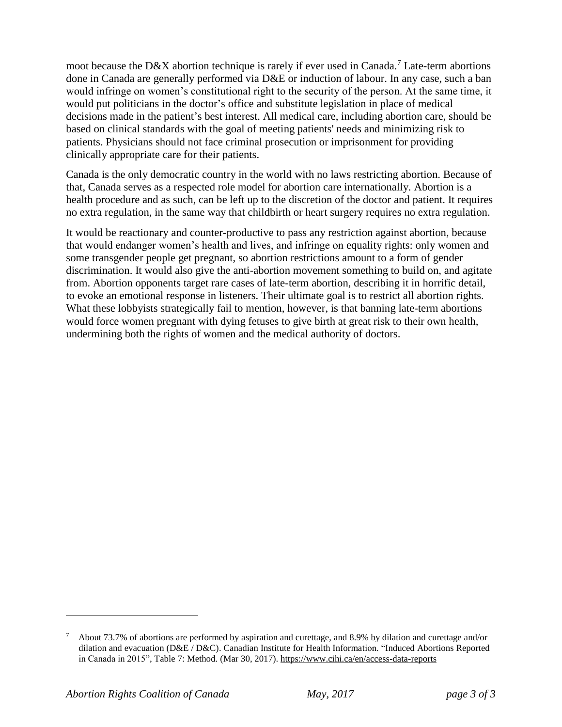moot because the D&X abortion technique is rarely if ever used in Canada.[7] Late-term abortions done in Canada are generally performed via D&E or induction of labour. In any case, such a ban would infringe on women's constitutional right to the security of the person. At the same time, it would put politicians in the doctor's office and substitute legislation in place of medical decisions made in the patient's best interest. All medical care, including abortion care, should be based on clinical standards with the goal of meeting patients' needs and minimizing risk to patients. Physicians should not face criminal prosecution or imprisonment for providing clinically appropriate care for their patients.

Canada is the only democratic country in the world with no laws restricting abortion. Because of that, Canada serves as a respected role model for abortion care internationally. Abortion is a health procedure and as such, can be left up to the discretion of the doctor and patient. It requires no extra regulation, in the same way that childbirth or heart surgery requires no extra regulation.

It would be reactionary and counter-productive to pass any restriction against abortion, because that would endanger women's health and lives, and infringe on equality rights: only women and some transgender people get pregnant, so abortion restrictions amount to a form of gender discrimination. It would also give the anti-abortion movement something to build on, and agitate from. Abortion opponents target rare cases of late-term abortion, describing it in horrific detail, to evoke an emotional response in listeners. Their ultimate goal is to restrict all abortion rights. What these lobbyists strategically fail to mention, however, is that banning late-term abortions would force women pregnant with dying fetuses to give birth at great risk to their own health, undermining both the rights of women and the medical authority of doctors.

---

[7] About 73.7% of abortions are performed by aspiration and curettage, and 8.9% by dilation and curettage and/or dilation and evacuation (D&E / D&C). Canadian Institute for Health Information. "Induced Abortions Reported in Canada in 2015", Table 7: Method. (Mar 30, 2017). https://www.cihi.ca/en/access-data-reports